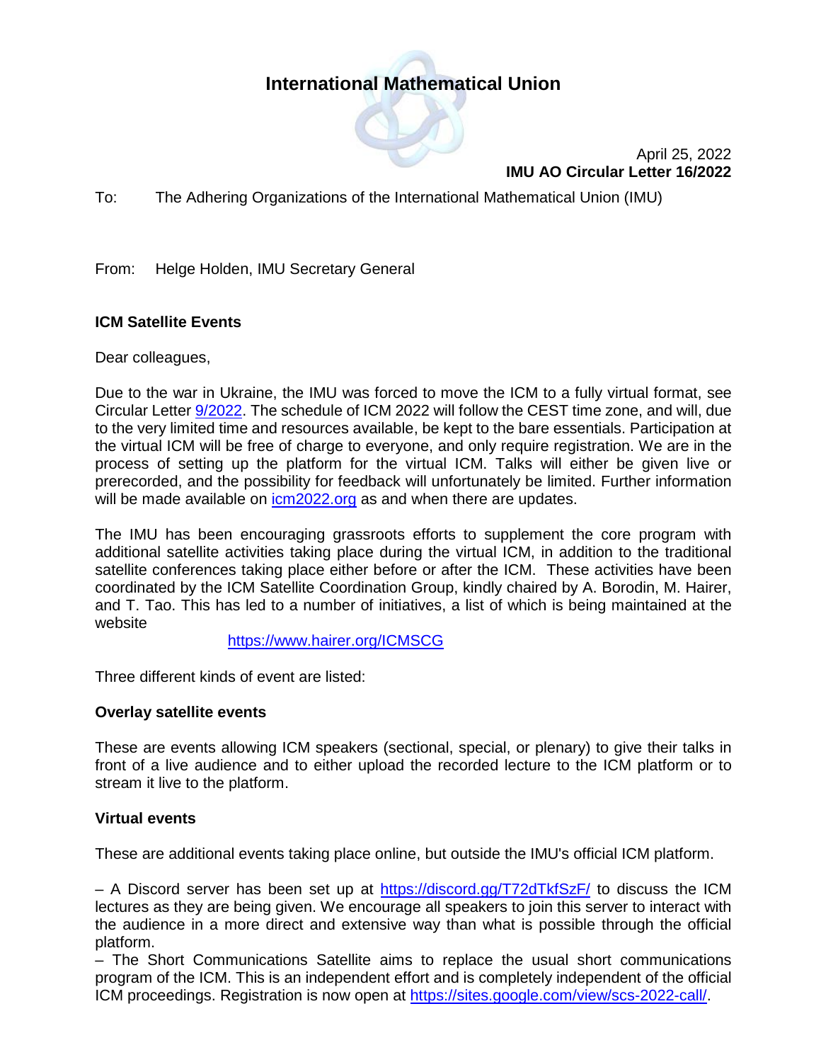# International Mathematical Union

April 25, 2022
**IMU AO Circular Letter 16/2022**

To: The Adhering Organizations of the International Mathematical Union (IMU)

From: Helge Holden, IMU Secretary General

**ICM Satellite Events**

Dear colleagues,

Due to the war in Ukraine, the IMU was forced to move the ICM to a fully virtual format, see Circular Letter [9/2022](). The schedule of ICM 2022 will follow the CEST time zone, and will, due to the very limited time and resources available, be kept to the bare essentials. Participation at the virtual ICM will be free of charge to everyone, and only require registration. We are in the process of setting up the platform for the virtual ICM. Talks will either be given live or prerecorded, and the possibility for feedback will unfortunately be limited. Further information will be made available on [icm2022.org]() as and when there are updates.

The IMU has been encouraging grassroots efforts to supplement the core program with additional satellite activities taking place during the virtual ICM, in addition to the traditional satellite conferences taking place either before or after the ICM. These activities have been coordinated by the ICM Satellite Coordination Group, kindly chaired by A. Borodin, M. Hairer, and T. Tao. This has led to a number of initiatives, a list of which is being maintained at the website

https://www.hairer.org/ICMSCG

Three different kinds of event are listed:

**Overlay satellite events**

These are events allowing ICM speakers (sectional, special, or plenary) to give their talks in front of a live audience and to either upload the recorded lecture to the ICM platform or to stream it live to the platform.

**Virtual events**

These are additional events taking place online, but outside the IMU's official ICM platform.

– A Discord server has been set up at https://discord.gg/T72dTkfSzF/ to discuss the ICM lectures as they are being given. We encourage all speakers to join this server to interact with the audience in a more direct and extensive way than what is possible through the official platform.
– The Short Communications Satellite aims to replace the usual short communications program of the ICM. This is an independent effort and is completely independent of the official ICM proceedings. Registration is now open at https://sites.google.com/view/scs-2022-call/.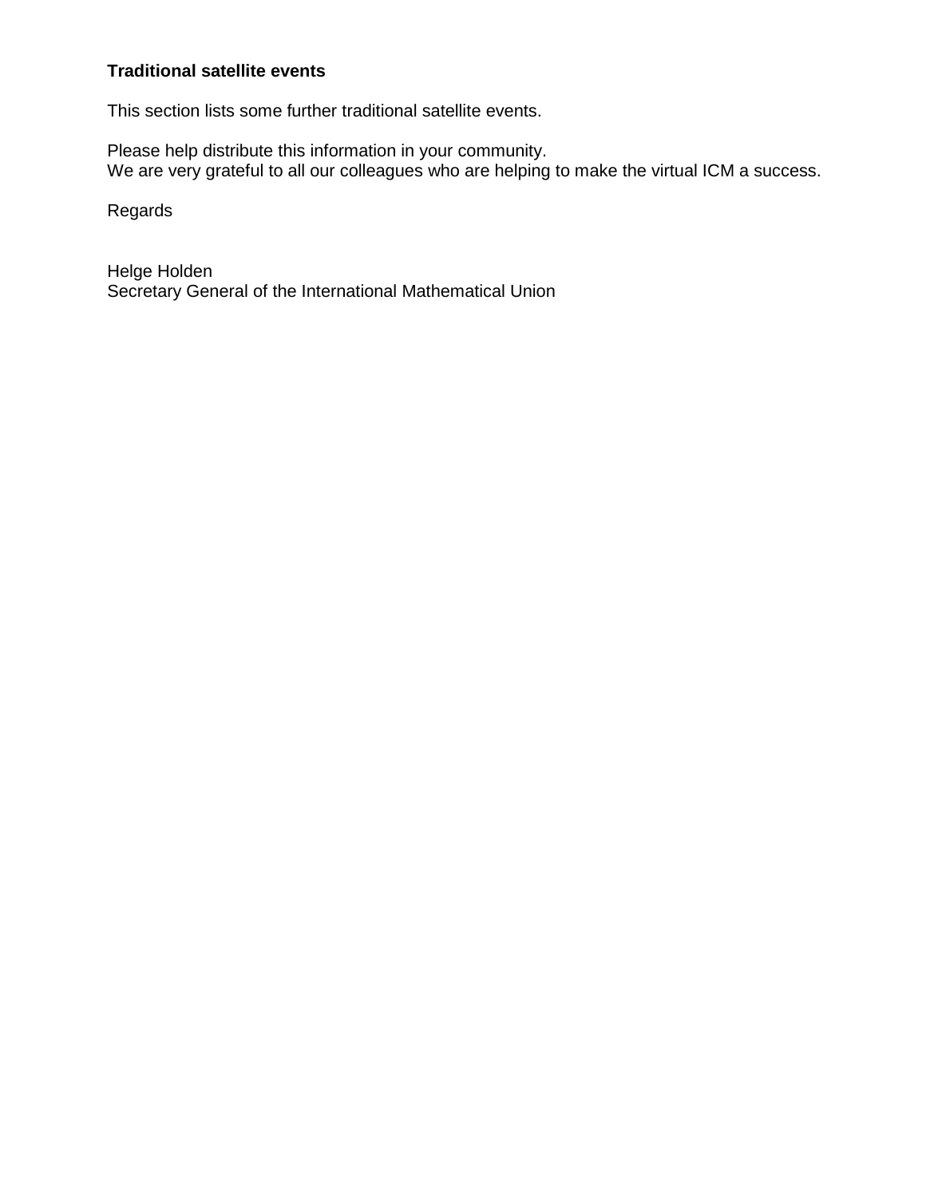**Traditional satellite events**

This section lists some further traditional satellite events.

Please help distribute this information in your community.
We are very grateful to all our colleagues who are helping to make the virtual ICM a success.

Regards

Helge Holden
Secretary General of the International Mathematical Union